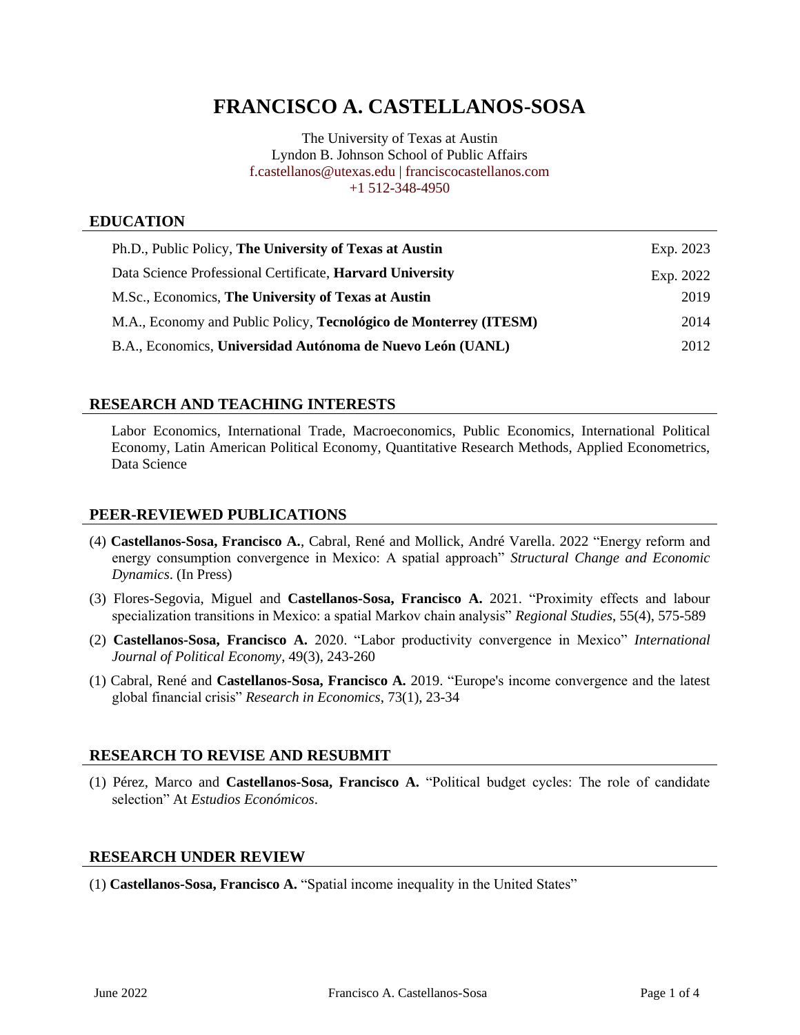# FRANCISCO A. CASTELLANOS-SOSA

The University of Texas at Austin
Lyndon B. Johnson School of Public Affairs
f.castellanos@utexas.edu | franciscocastellanos.com
+1 512-348-4950

## EDUCATION

| | |
|---|---|
| Ph.D., Public Policy, **The University of Texas at Austin** | Exp. 2023 |
| Data Science Professional Certificate, **Harvard University** | Exp. 2022 |
| M.Sc., Economics, **The University of Texas at Austin** | 2019 |
| M.A., Economy and Public Policy, **Tecnológico de Monterrey (ITESM)** | 2014 |
| B.A., Economics, **Universidad Autónoma de Nuevo León (UANL)** | 2012 |

## RESEARCH AND TEACHING INTERESTS

Labor Economics, International Trade, Macroeconomics, Public Economics, International Political Economy, Latin American Political Economy, Quantitative Research Methods, Applied Econometrics, Data Science

## PEER-REVIEWED PUBLICATIONS

(4) **Castellanos-Sosa, Francisco A.**, Cabral, René and Mollick, André Varella. 2022 "Energy reform and energy consumption convergence in Mexico: A spatial approach" *Structural Change and Economic Dynamics*. (In Press)

(3) Flores-Segovia, Miguel and **Castellanos-Sosa, Francisco A.** 2021. "Proximity effects and labour specialization transitions in Mexico: a spatial Markov chain analysis" *Regional Studies*, 55(4), 575-589

(2) **Castellanos-Sosa, Francisco A.** 2020. "Labor productivity convergence in Mexico" *International Journal of Political Economy*, 49(3), 243-260

(1) Cabral, René and **Castellanos-Sosa, Francisco A.** 2019. "Europe's income convergence and the latest global financial crisis" *Research in Economics*, 73(1), 23-34

## RESEARCH TO REVISE AND RESUBMIT

(1) Pérez, Marco and **Castellanos-Sosa, Francisco A.** "Political budget cycles: The role of candidate selection" At *Estudios Económicos*.

## RESEARCH UNDER REVIEW

(1) **Castellanos-Sosa, Francisco A.** "Spatial income inequality in the United States"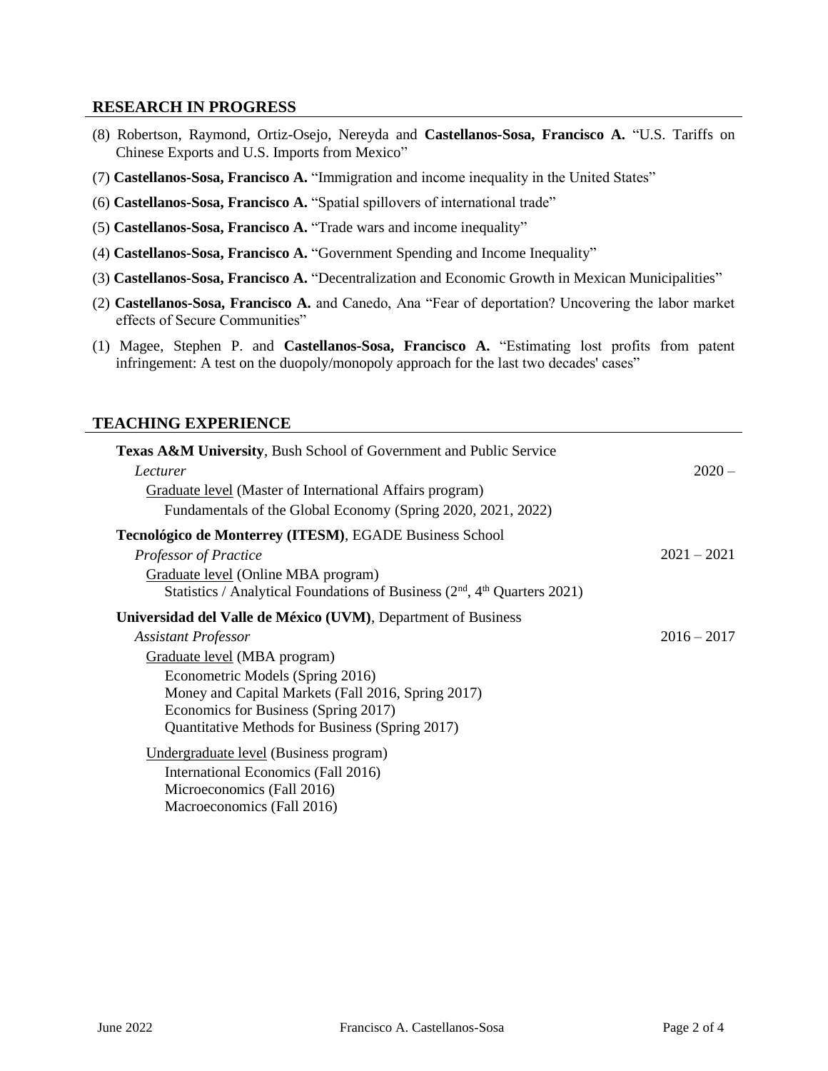## RESEARCH IN PROGRESS

(8) Robertson, Raymond, Ortiz-Osejo, Nereyda and **Castellanos-Sosa, Francisco A.** "U.S. Tariffs on Chinese Exports and U.S. Imports from Mexico"

(7) **Castellanos-Sosa, Francisco A.** "Immigration and income inequality in the United States"

(6) **Castellanos-Sosa, Francisco A.** "Spatial spillovers of international trade"

(5) **Castellanos-Sosa, Francisco A.** "Trade wars and income inequality"

(4) **Castellanos-Sosa, Francisco A.** "Government Spending and Income Inequality"

(3) **Castellanos-Sosa, Francisco A.** "Decentralization and Economic Growth in Mexican Municipalities"

(2) **Castellanos-Sosa, Francisco A.** and Canedo, Ana "Fear of deportation? Uncovering the labor market effects of Secure Communities"

(1) Magee, Stephen P. and **Castellanos-Sosa, Francisco A.** "Estimating lost profits from patent infringement: A test on the duopoly/monopoly approach for the last two decades' cases"

## TEACHING EXPERIENCE

**Texas A&M University**, Bush School of Government and Public Service

*Lecturer* — 2020 –

Graduate level (Master of International Affairs program)
- Fundamentals of the Global Economy (Spring 2020, 2021, 2022)

**Tecnológico de Monterrey (ITESM)**, EGADE Business School

*Professor of Practice* — 2021 – 2021

Graduate level (Online MBA program)
- Statistics / Analytical Foundations of Business (2nd, 4th Quarters 2021)

**Universidad del Valle de México (UVM)**, Department of Business

*Assistant Professor* — 2016 – 2017

Graduate level (MBA program)
- Econometric Models (Spring 2016)
- Money and Capital Markets (Fall 2016, Spring 2017)
- Economics for Business (Spring 2017)
- Quantitative Methods for Business (Spring 2017)

Undergraduate level (Business program)
- International Economics (Fall 2016)
- Microeconomics (Fall 2016)
- Macroeconomics (Fall 2016)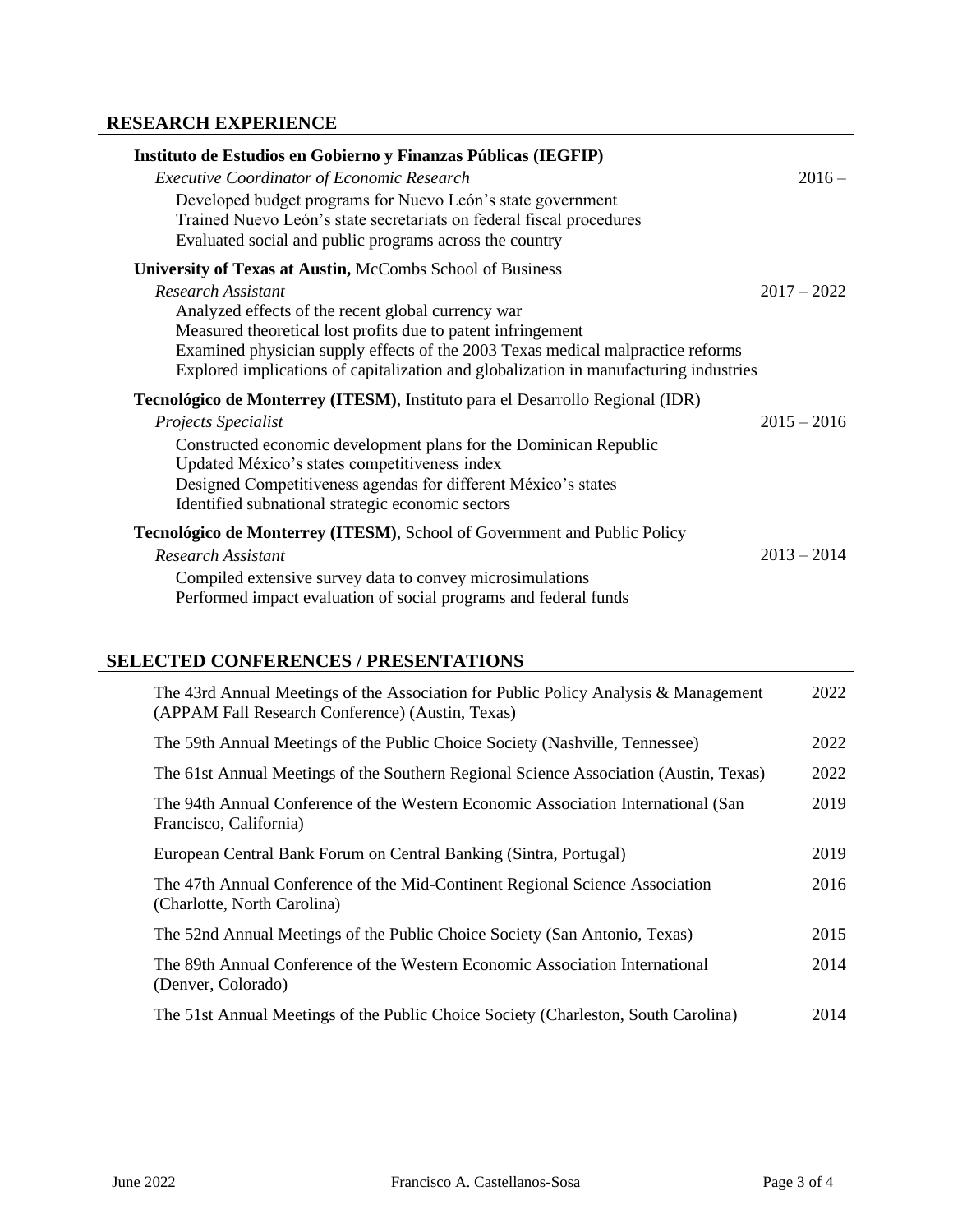## RESEARCH EXPERIENCE

**Instituto de Estudios en Gobierno y Finanzas Públicas (IEGFIP)**
*Executive Coordinator of Economic Research* 2016 –

- Developed budget programs for Nuevo León's state government
- Trained Nuevo León's state secretariats on federal fiscal procedures
- Evaluated social and public programs across the country

**University of Texas at Austin,** McCombs School of Business
*Research Assistant* 2017 – 2022

- Analyzed effects of the recent global currency war
- Measured theoretical lost profits due to patent infringement
- Examined physician supply effects of the 2003 Texas medical malpractice reforms
- Explored implications of capitalization and globalization in manufacturing industries

**Tecnológico de Monterrey (ITESM)**, Instituto para el Desarrollo Regional (IDR)
*Projects Specialist* 2015 – 2016

- Constructed economic development plans for the Dominican Republic
- Updated México's states competitiveness index
- Designed Competitiveness agendas for different México's states
- Identified subnational strategic economic sectors

**Tecnológico de Monterrey (ITESM)**, School of Government and Public Policy
*Research Assistant* 2013 – 2014

- Compiled extensive survey data to convey microsimulations
- Performed impact evaluation of social programs and federal funds

## SELECTED CONFERENCES / PRESENTATIONS

| | |
|---|---|
| The 43rd Annual Meetings of the Association for Public Policy Analysis & Management (APPAM Fall Research Conference) (Austin, Texas) | 2022 |
| The 59th Annual Meetings of the Public Choice Society (Nashville, Tennessee) | 2022 |
| The 61st Annual Meetings of the Southern Regional Science Association (Austin, Texas) | 2022 |
| The 94th Annual Conference of the Western Economic Association International (San Francisco, California) | 2019 |
| European Central Bank Forum on Central Banking (Sintra, Portugal) | 2019 |
| The 47th Annual Conference of the Mid-Continent Regional Science Association (Charlotte, North Carolina) | 2016 |
| The 52nd Annual Meetings of the Public Choice Society (San Antonio, Texas) | 2015 |
| The 89th Annual Conference of the Western Economic Association International (Denver, Colorado) | 2014 |
| The 51st Annual Meetings of the Public Choice Society (Charleston, South Carolina) | 2014 |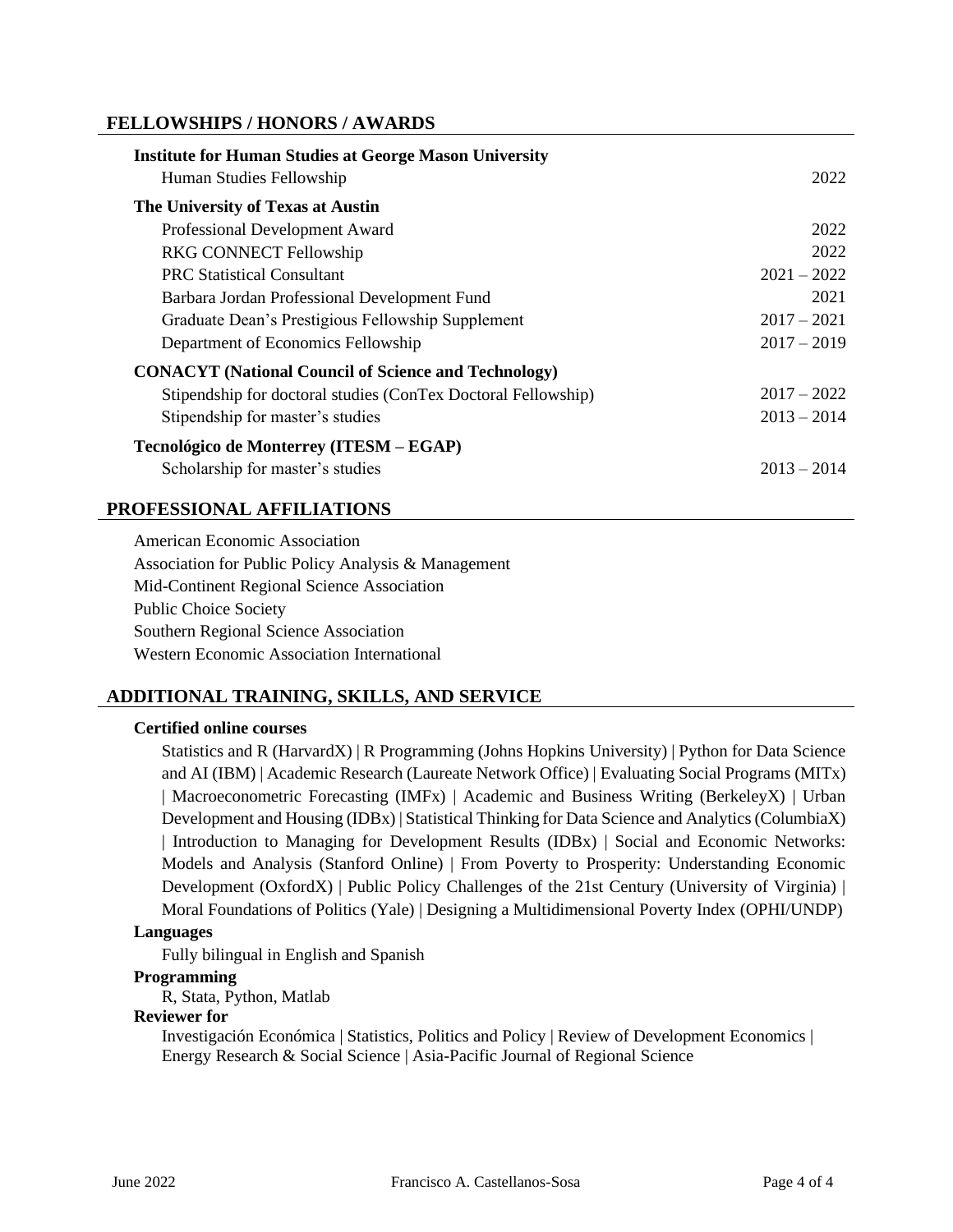## FELLOWSHIPS / HONORS / AWARDS

**Institute for Human Studies at George Mason University**

| | |
|---|---|
| Human Studies Fellowship | 2022 |

**The University of Texas at Austin**

| | |
|---|---|
| Professional Development Award | 2022 |
| RKG CONNECT Fellowship | 2022 |
| PRC Statistical Consultant | 2021 – 2022 |
| Barbara Jordan Professional Development Fund | 2021 |
| Graduate Dean's Prestigious Fellowship Supplement | 2017 – 2021 |
| Department of Economics Fellowship | 2017 – 2019 |

**CONACYT (National Council of Science and Technology)**

| | |
|---|---|
| Stipendship for doctoral studies (ConTex Doctoral Fellowship) | 2017 – 2022 |
| Stipendship for master's studies | 2013 – 2014 |

**Tecnológico de Monterrey (ITESM – EGAP)**

| | |
|---|---|
| Scholarship for master's studies | 2013 – 2014 |

## PROFESSIONAL AFFILIATIONS

American Economic Association
Association for Public Policy Analysis & Management
Mid-Continent Regional Science Association
Public Choice Society
Southern Regional Science Association
Western Economic Association International

## ADDITIONAL TRAINING, SKILLS, AND SERVICE

**Certified online courses**

Statistics and R (HarvardX) | R Programming (Johns Hopkins University) | Python for Data Science and AI (IBM) | Academic Research (Laureate Network Office) | Evaluating Social Programs (MITx) | Macroeconometric Forecasting (IMFx) | Academic and Business Writing (BerkeleyX) | Urban Development and Housing (IDBx) | Statistical Thinking for Data Science and Analytics (ColumbiaX) | Introduction to Managing for Development Results (IDBx) | Social and Economic Networks: Models and Analysis (Stanford Online) | From Poverty to Prosperity: Understanding Economic Development (OxfordX) | Public Policy Challenges of the 21st Century (University of Virginia) | Moral Foundations of Politics (Yale) | Designing a Multidimensional Poverty Index (OPHI/UNDP)

**Languages**

Fully bilingual in English and Spanish

**Programming**

R, Stata, Python, Matlab

**Reviewer for**

Investigación Económica | Statistics, Politics and Policy | Review of Development Economics | Energy Research & Social Science | Asia-Pacific Journal of Regional Science